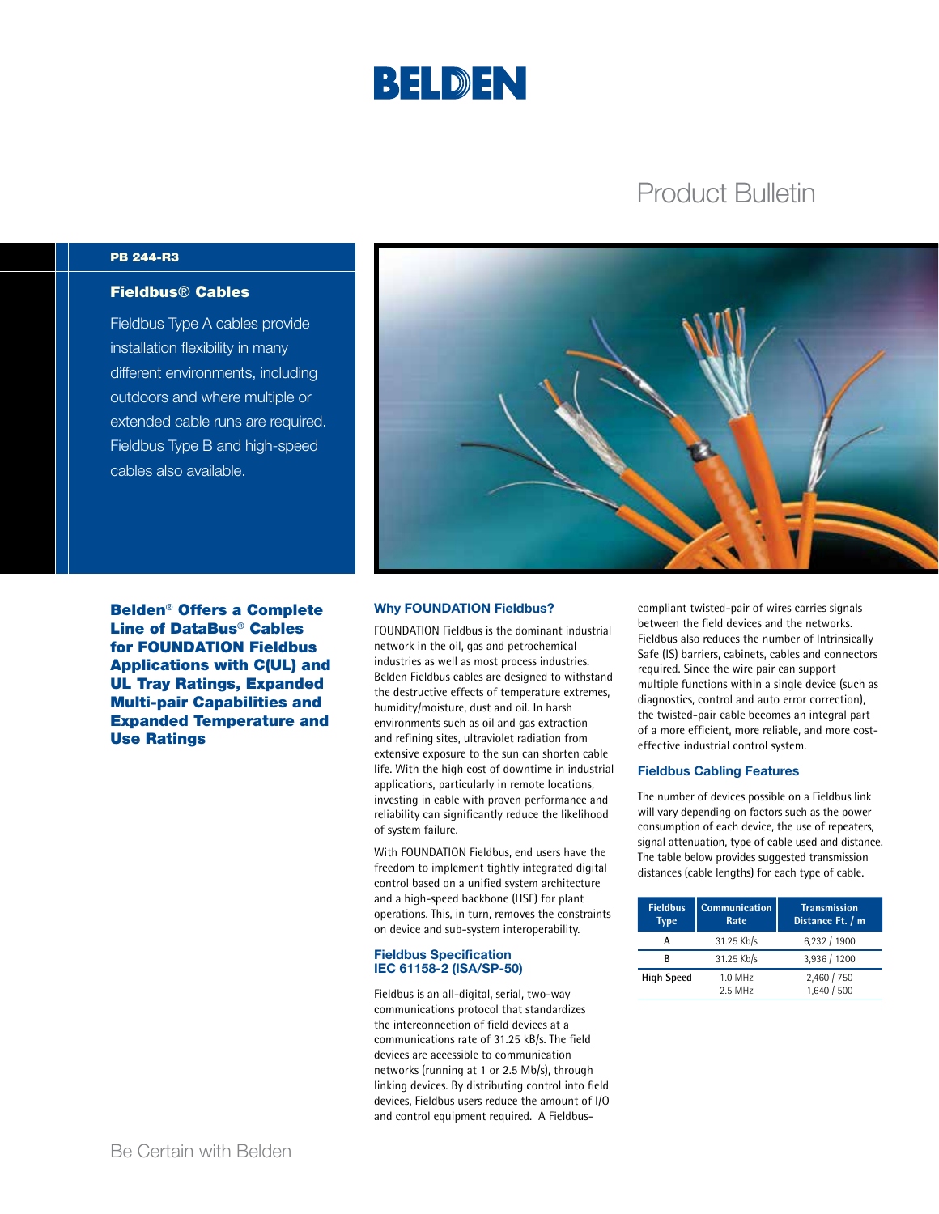# BELDEN

## Product Bulletin

**PB 244-R3**

### Fieldbus® Cables

Fieldbus Type A cables provide installation flexibility in many different environments, including outdoors and where multiple or extended cable runs are required. Fieldbus Type B and high-speed cables also available.

## Belden® Offers a Complete Line of DataBus® Cables for FOUNDATION Fieldbus Applications with C(UL) and UL Tray Ratings, Expanded Multi-pair Capabilities and Expanded Temperature and Use Ratings

### Why FOUNDATION Fieldbus?

FOUNDATION Fieldbus is the dominant industrial network in the oil, gas and petrochemical industries as well as most process industries. Belden Fieldbus cables are designed to withstand the destructive effects of temperature extremes, humidity/moisture, dust and oil. In harsh environments such as oil and gas extraction and refining sites, ultraviolet radiation from extensive exposure to the sun can shorten cable life. With the high cost of downtime in industrial applications, particularly in remote locations, investing in cable with proven performance and reliability can significantly reduce the likelihood of system failure.

With FOUNDATION Fieldbus, end users have the freedom to implement tightly integrated digital control based on a unified system architecture and a high-speed backbone (HSE) for plant operations. This, in turn, removes the constraints on device and sub-system interoperability.

### Fieldbus Specification IEC 61158-2 (ISA/SP-50)

Fieldbus is an all-digital, serial, two-way communications protocol that standardizes the interconnection of field devices at a communications rate of 31.25 kB/s. The field devices are accessible to communication networks (running at 1 or 2.5 Mb/s), through linking devices. By distributing control into field devices, Fieldbus users reduce the amount of I/O and control equipment required. A Fieldbus-compliant twisted-pair of wires carries signals between the field devices and the networks. Fieldbus also reduces the number of Intrinsically Safe (IS) barriers, cabinets, cables and connectors required. Since the wire pair can support multiple functions within a single device (such as diagnostics, control and auto error correction), the twisted-pair cable becomes an integral part of a more efficient, more reliable, and more cost-effective industrial control system.

### Fieldbus Cabling Features

The number of devices possible on a Fieldbus link will vary depending on factors such as the power consumption of each device, the use of repeaters, signal attenuation, type of cable used and distance. The table below provides suggested transmission distances (cable lengths) for each type of cable.

| Fieldbus Type | Communication Rate | Transmission Distance Ft. / m |
|---|---|---|
| A | 31.25 Kb/s | 6,232 / 1900 |
| B | 31.25 Kb/s | 3,936 / 1200 |
| High Speed | 1.0 MHz<br>2.5 MHz | 2,460 / 750<br>1,640 / 500 |

Be Certain with Belden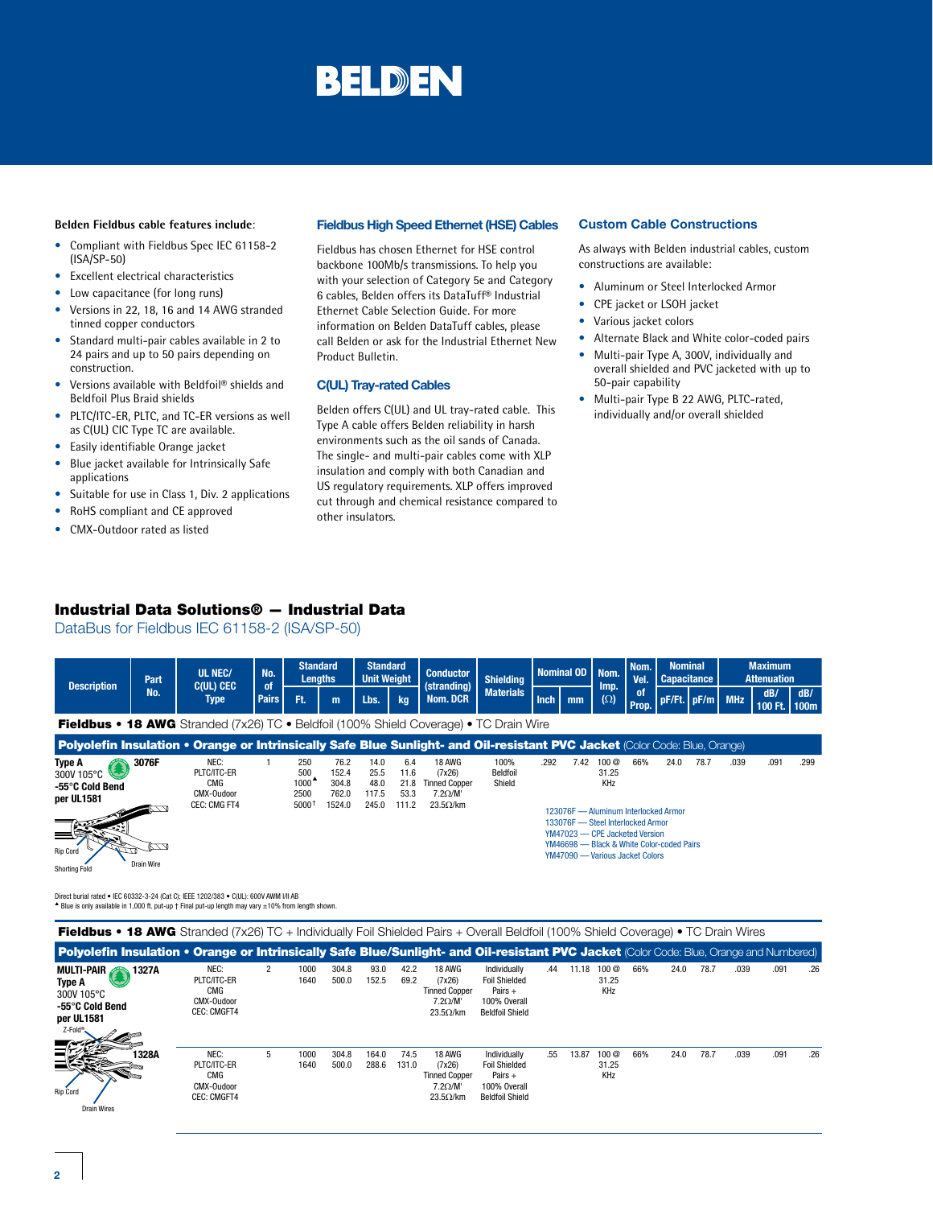# BELDEN

**Belden Fieldbus cable features include**:

- Compliant with Fieldbus Spec IEC 61158-2 (ISA/SP-50)
- Excellent electrical characteristics
- Low capacitance (for long runs)
- Versions in 22, 18, 16 and 14 AWG stranded tinned copper conductors
- Standard multi-pair cables available in 2 to 24 pairs and up to 50 pairs depending on construction.
- Versions available with Beldfoil® shields and Beldfoil Plus Braid shields
- PLTC/ITC-ER, PLTC, and TC-ER versions as well as C(UL) CIC Type TC are available.
- Easily identifiable Orange jacket
- Blue jacket available for Intrinsically Safe applications
- Suitable for use in Class 1, Div. 2 applications
- RoHS compliant and CE approved
- CMX-Outdoor rated as listed

## Fieldbus High Speed Ethernet (HSE) Cables

Fieldbus has chosen Ethernet for HSE control backbone 100Mb/s transmissions. To help you with your selection of Category 5e and Category 6 cables, Belden offers its DataTuff® Industrial Ethernet Cable Selection Guide. For more information on Belden DataTuff cables, please call Belden or ask for the Industrial Ethernet New Product Bulletin.

## C(UL) Tray-rated Cables

Belden offers C(UL) and UL tray-rated cable. This Type A cable offers Belden reliability in harsh environments such as the oil sands of Canada. The single- and multi-pair cables come with XLP insulation and comply with both Canadian and US regulatory requirements. XLP offers improved cut through and chemical resistance compared to other insulators.

## Custom Cable Constructions

As always with Belden industrial cables, custom constructions are available:

- Aluminum or Steel Interlocked Armor
- CPE jacket or LSOH jacket
- Various jacket colors
- Alternate Black and White color-coded pairs
- Multi-pair Type A, 300V, individually and overall shielded and PVC jacketed with up to 50-pair capability
- Multi-pair Type B 22 AWG, PLTC-rated, individually and/or overall shielded

## Industrial Data Solutions® — Industrial Data

### DataBus for Fieldbus IEC 61158-2 (ISA/SP-50)

| Description | Part No. | UL NEC/ C(UL) CEC Type | No. of Pairs | Standard Lengths Ft. | Standard Lengths m | Standard Unit Weight Lbs. | Standard Unit Weight kg | Conductor (stranding) Nom. DCR | Shielding Materials | Nominal OD Inch | Nominal OD mm | Nom. Imp. (Ω) | Nom. Vel. of Prop. | Nominal Capacitance pF/Ft. | Nominal Capacitance pF/m | Maximum Attenuation MHz | Maximum Attenuation dB/100 Ft. | Maximum Attenuation dB/100m |
|---|---|---|---|---|---|---|---|---|---|---|---|---|---|---|---|---|---|---|
| **Fieldbus • 18 AWG** Stranded (7x26) TC • Beldfoil (100% Shield Coverage) • TC Drain Wire | | | | | | | | | | | | | | | | | | |
| **Polyolefin Insulation • Orange or Intrinsically Safe Blue Sunlight- and Oil-resistant PVC Jacket** (Color Code: Blue, Orange) | | | | | | | | | | | | | | | | | | |
| **Type A** 300V 105°C **-55°C Cold Bend per UL1581** | **3076F** | NEC: PLTC/ITC-ER CMG CMX-Oudoor CEC: CMG FT4 | 1 | 250<br>500<br>1000▲<br>2500<br>5000† | 76.2<br>152.4<br>304.8<br>762.0<br>1524.0 | 14.0<br>25.5<br>48.0<br>117.5<br>245.0 | 6.4<br>11.6<br>21.8<br>53.3<br>111.2 | 18 AWG (7x26) Tinned Copper 7.2Ω/M' 23.5Ω/km | 100% Beldfoil Shield | .292 | 7.42 | 100 @ 31.25 KHz | 66% | 24.0 | 78.7 | .039 | .091 | .299 |

123076F — Aluminum Interlocked Armor
133076F — Steel Interlocked Armor
YM47023 — CPE Jacketed Version
YM46698 — Black & White Color-coded Pairs
YM47090 — Various Jacket Colors

Rip Cord, Shorting Fold, Drain Wire

Direct burial rated • IEC 60332-3-24 (Cat C); IEEE 1202/383 • C(UL): 600V AWM I/II AB
▲ Blue is only available in 1,000 ft. put-up † Final put-up length may vary ±10% from length shown.

| Description | Part No. | UL NEC/ C(UL) CEC Type | No. of Pairs | Standard Lengths Ft. | Standard Lengths m | Standard Unit Weight Lbs. | Standard Unit Weight kg | Conductor (stranding) Nom. DCR | Shielding Materials | Nominal OD Inch | Nominal OD mm | Nom. Imp. (Ω) | Nom. Vel. of Prop. | Nominal Capacitance pF/Ft. | Nominal Capacitance pF/m | Maximum Attenuation MHz | Maximum Attenuation dB/100 Ft. | Maximum Attenuation dB/100m |
|---|---|---|---|---|---|---|---|---|---|---|---|---|---|---|---|---|---|---|
| **Fieldbus • 18 AWG** Stranded (7x26) TC + Individually Foil Shielded Pairs + Overall Beldfoil (100% Shield Coverage) • TC Drain Wires | | | | | | | | | | | | | | | | | | |
| **Polyolefin Insulation • Orange or Intrinsically Safe Blue/Sunlight- and Oil-resistant PVC Jacket** (Color Code: Blue, Orange and Numbered) | | | | | | | | | | | | | | | | | | |
| **MULTI-PAIR Type A** 300V 105°C **-55°C Cold Bend per UL1581** | **1327A** | NEC: PLTC/ITC-ER CMG CMX-Oudoor CEC: CMGFT4 | 2 | 1000<br>1640 | 304.8<br>500.0 | 93.0<br>152.5 | 42.2<br>69.2 | 18 AWG (7x26) Tinned Copper 7.2Ω/M' 23.5Ω/km | Individually Foil Shielded Pairs + 100% Overall Beldfoil Shield | .44 | 11.18 | 100 @ 31.25 KHz | 66% | 24.0 | 78.7 | .039 | .091 | .26 |
| | **1328A** | NEC: PLTC/ITC-ER CMG CMX-Oudoor CEC: CMGFT4 | 5 | 1000<br>1640 | 304.8<br>500.0 | 164.0<br>288.6 | 74.5<br>131.0 | 18 AWG (7x26) Tinned Copper 7.2Ω/M' 23.5Ω/km | Individually Foil Shielded Pairs + 100% Overall Beldfoil Shield | .55 | 13.87 | 100 @ 31.25 KHz | 66% | 24.0 | 78.7 | .039 | .091 | .26 |

Z-Fold®, Rip Cord, Drain Wires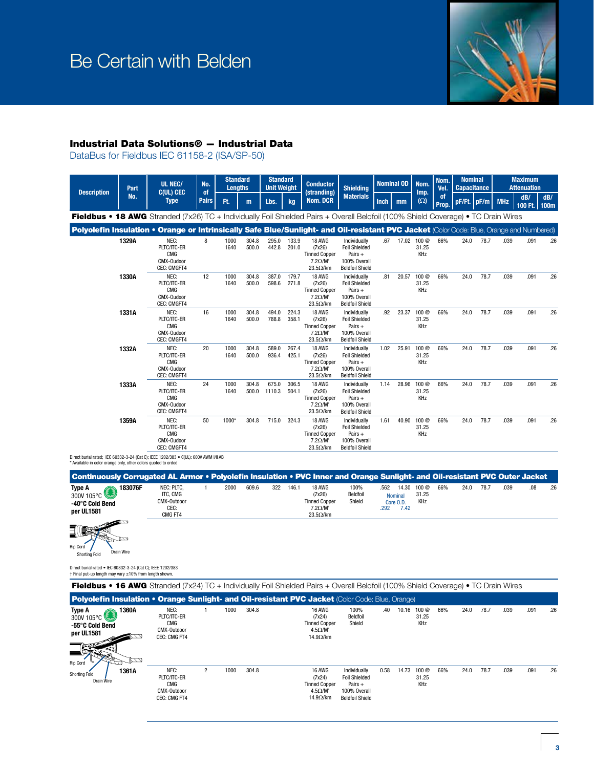# Be Certain with Belden

## Industrial Data Solutions® — Industrial Data

### DataBus for Fieldbus IEC 61158-2 (ISA/SP-50)

| Description | Part No. | UL NEC/ C(UL) CEC Type | No. of Pairs | Standard Lengths | | Standard Unit Weight | | Conductor (stranding) Nom. DCR | Shielding Materials | Nominal OD | | Nom. Imp. (Ω) | Nom. Vel. of Prop. | Nominal Capacitance | | Maximum Attenuation | | |
|---|---|---|---|---|---|---|---|---|---|---|---|---|---|---|---|---|---|---|
| | | | | Ft. | m | Lbs. | kg | | | Inch | mm | | | pF/Ft. | pF/m | MHz | dB/ 100 Ft. | dB/ 100m |
| **Fieldbus • 18 AWG** Stranded (7x26) TC + Individually Foil Shielded Pairs + Overall Beldfoil (100% Shield Coverage) • TC Drain Wires | | | | | | | | | | | | | | | | | | |
| **Polyolefin Insulation • Orange or Intrinsically Safe Blue/Sunlight- and Oil-resistant PVC Jacket** (Color Code: Blue, Orange and Numbered) | | | | | | | | | | | | | | | | | | |
| | **1329A** | NEC: PLTC/ITC-ER CMG CMX-Oudoor CEC: CMGFT4 | 8 | 1000 1640 | 304.8 500.0 | 295.0 442.8 | 133.9 201.0 | 18 AWG (7x26) Tinned Copper 7.2Ω/M' 23.5Ω/km | Individually Foil Shielded Pairs + 100% Overall Beldfoil Shield | .67 | 17.02 | 100 @ 31.25 KHz | 66% | 24.0 | 78.7 | .039 | .091 | .26 |
| | **1330A** | NEC: PLTC/ITC-ER CMG CMX-Oudoor CEC: CMGFT4 | 12 | 1000 1640 | 304.8 500.0 | 387.0 598.6 | 179.7 271.8 | 18 AWG (7x26) Tinned Copper 7.2Ω/M' 23.5Ω/km | Individually Foil Shielded Pairs + 100% Overall Beldfoil Shield | .81 | 20.57 | 100 @ 31.25 KHz | 66% | 24.0 | 78.7 | .039 | .091 | .26 |
| | **1331A** | NEC: PLTC/ITC-ER CMG CMX-Oudoor CEC: CMGFT4 | 16 | 1000 1640 | 304.8 500.0 | 494.0 788.8 | 224.3 358.1 | 18 AWG (7x26) Tinned Copper 7.2Ω/M' 23.5Ω/km | Individually Foil Shielded Pairs + 100% Overall Beldfoil Shield | .92 | 23.37 | 100 @ 31.25 KHz | 66% | 24.0 | 78.7 | .039 | .091 | .26 |
| | **1332A** | NEC: PLTC/ITC-ER CMG CMX-Oudoor CEC: CMGFT4 | 20 | 1000 1640 | 304.8 500.0 | 589.0 936.4 | 267.4 425.1 | 18 AWG (7x26) Tinned Copper 7.2Ω/M' 23.5Ω/km | Individually Foil Shielded Pairs + 100% Overall Beldfoil Shield | 1.02 | 25.91 | 100 @ 31.25 KHz | 66% | 24.0 | 78.7 | .039 | .091 | .26 |
| | **1333A** | NEC: PLTC/ITC-ER CMG CMX-Oudoor CEC: CMGFT4 | 24 | 1000 1640 | 304.8 500.0 | 675.0 1110.3 | 306.5 504.1 | 18 AWG (7x26) Tinned Copper 7.2Ω/M' 23.5Ω/km | Individually Foil Shielded Pairs + 100% Overall Beldfoil Shield | 1.14 | 28.96 | 100 @ 31.25 KHz | 66% | 24.0 | 78.7 | .039 | .091 | .26 |
| | **1359A** | NEC: PLTC/ITC-ER CMG CMX-Oudoor CEC: CMGFT4 | 50 | 1000* | 304.8 | 715.0 | 324.3 | 18 AWG (7x26) Tinned Copper 7.2Ω/M' 23.5Ω/km | Individually Foil Shielded Pairs + 100% Overall Beldfoil Shield | 1.61 | 40.90 | 100 @ 31.25 KHz | 66% | 24.0 | 78.7 | .039 | .091 | .26 |

Direct burial rated; IEC 60332-3-24 (Cat C); IEEE 1202/383 • C(UL): 600V AWM I/II AB
* Available in color orange only, other colors quoted to orded

| Description | Part No. | UL NEC/ C(UL) CEC Type | No. of Pairs | Ft. | m | Lbs. | kg | Conductor (stranding) Nom. DCR | Shielding Materials | Inch | mm | Nom. Imp. (Ω) | Nom. Vel. of Prop. | pF/Ft. | pF/m | MHz | dB/ 100 Ft. | dB/ 100m |
|---|---|---|---|---|---|---|---|---|---|---|---|---|---|---|---|---|---|---|
| **Continuously Corrugated AL Armor • Polyolefin Insulation • PVC Inner and Orange Sunlight- and Oil-resistant PVC Outer Jacket** | | | | | | | | | | | | | | | | | | |
| **Type A** 300V 105°C **-40°C Cold Bend per UL1581** | **183076F** | NEC: PLTC, ITC, CMG CMX-Outdoor CEC: CMG FT4 | 1 | 2000 | 609.6 | 322 | 146.1 | 18 AWG (7x26) Tinned Copper 7.2Ω/M' 23.5Ω/km | 100% Beldfoil Shield | .562 Nominal Core O.D. .292 | 14.30 7.42 | 100 @ 31.25 KHz | 66% | 24.0 | 78.7 | .039 | .08 | .26 |

Rip Cord · Shorting Fold · Drain Wire

Direct burial rated • IEC 60332-3-24 (Cat C); IEEE 1202/383
† Final put-up length may vary ±10% from length shown.

| Description | Part No. | UL NEC/ C(UL) CEC Type | No. of Pairs | Ft. | m | Lbs. | kg | Conductor (stranding) Nom. DCR | Shielding Materials | Inch | mm | Nom. Imp. (Ω) | Nom. Vel. of Prop. | pF/Ft. | pF/m | MHz | dB/ 100 Ft. | dB/ 100m |
|---|---|---|---|---|---|---|---|---|---|---|---|---|---|---|---|---|---|---|
| **Fieldbus • 16 AWG** Stranded (7x24) TC + Individually Foil Shielded Pairs + Overall Beldfoil (100% Shield Coverage) • TC Drain Wires | | | | | | | | | | | | | | | | | | |
| **Polyolefin Insulation • Orange Sunlight- and Oil-resistant PVC Jacket** (Color Code: Blue, Orange) | | | | | | | | | | | | | | | | | | |
| **Type A** 300V 105°C **-55°C Cold Bend per UL1581** | **1360A** | NEC: PLTC/ITC-ER CMG CMX-Outdoor CEC: CMG FT4 | 1 | 1000 | 304.8 | | | 16 AWG (7x24) Tinned Copper 4.5Ω/M' 14.9Ω/km | 100% Beldfoil Shield | .40 | 10.16 | 100 @ 31.25 KHz | 66% | 24.0 | 78.7 | .039 | .091 | .26 |
| | **1361A** | NEC: PLTC/ITC-ER CMG CMX-Outdoor CEC: CMG FT4 | 2 | 1000 | 304.8 | | | 16 AWG (7x24) Tinned Copper 4.5Ω/M' 14.9Ω/km | Individually Foil Shielded Pairs + 100% Overall Beldfoil Shield | 0.58 | 14.73 | 100 @ 31.25 KHz | 66% | 24.0 | 78.7 | .039 | .091 | .26 |

Rip Cord · Shorting Fold · Drain Wire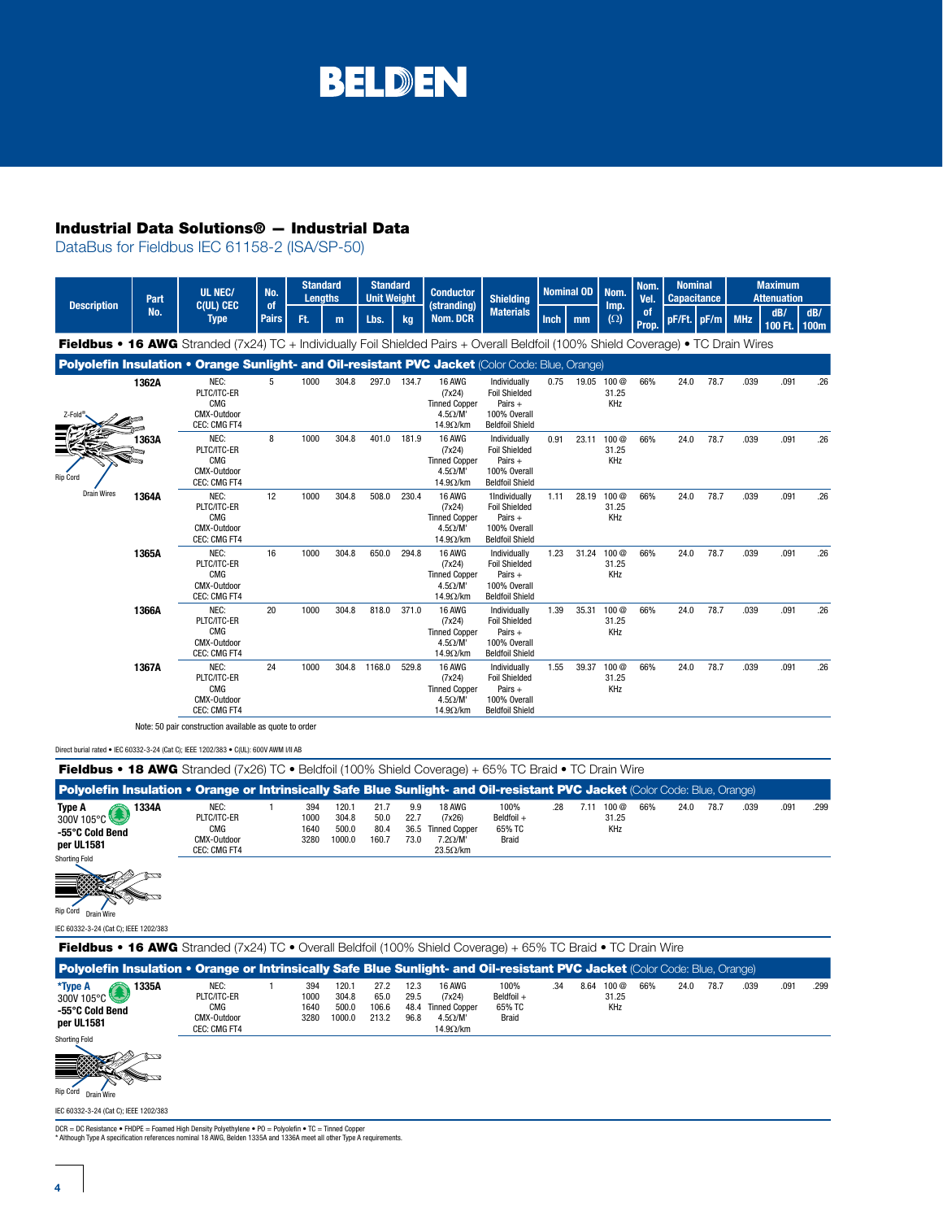## Industrial Data Solutions® — Industrial Data

### DataBus for Fieldbus IEC 61158-2 (ISA/SP-50)

| Description | Part No. | UL NEC/ C(UL) CEC Type | No. of Pairs | Standard Lengths Ft. | Standard Lengths m | Standard Unit Weight Lbs. | Standard Unit Weight kg | Conductor (stranding) Nom. DCR | Shielding Materials | Nominal OD Inch | Nominal OD mm | Nom. Imp. (Ω) | Nom. Vel. of Prop. | Nominal Capacitance pF/Ft. | Nominal Capacitance pF/m | Maximum Attenuation MHz | Maximum Attenuation dB/ 100 Ft. | Maximum Attenuation dB/ 100m |
|---|---|---|---|---|---|---|---|---|---|---|---|---|---|---|---|---|---|---|
| **Fieldbus • 16 AWG** Stranded (7x24) TC + Individually Foil Shielded Pairs + Overall Beldfoil (100% Shield Coverage) • TC Drain Wires | | | | | | | | | | | | | | | | | | |
| **Polyolefin Insulation • Orange Sunlight- and Oil-resistant PVC Jacket** (Color Code: Blue, Orange) | | | | | | | | | | | | | | | | | | |
| Z-Fold®, Rip Cord, Drain Wires | **1362A** | NEC: PLTC/ITC-ER CMG CMX-Outdoor CEC: CMG FT4 | 5 | 1000 | 304.8 | 297.0 | 134.7 | 16 AWG (7x24) Tinned Copper 4.5Ω/M' 14.9Ω/km | Individually Foil Shielded Pairs + 100% Overall Beldfoil Shield | 0.75 | 19.05 | 100 @ 31.25 KHz | 66% | 24.0 | 78.7 | .039 | .091 | .26 |
| | **1363A** | NEC: PLTC/ITC-ER CMG CMX-Outdoor CEC: CMG FT4 | 8 | 1000 | 304.8 | 401.0 | 181.9 | 16 AWG (7x24) Tinned Copper 4.5Ω/M' 14.9Ω/km | Individually Foil Shielded Pairs + 100% Overall Beldfoil Shield | 0.91 | 23.11 | 100 @ 31.25 KHz | 66% | 24.0 | 78.7 | .039 | .091 | .26 |
| | **1364A** | NEC: PLTC/ITC-ER CMG CMX-Outdoor CEC: CMG FT4 | 12 | 1000 | 304.8 | 508.0 | 230.4 | 16 AWG (7x24) Tinned Copper 4.5Ω/M' 14.9Ω/km | 1Individually Foil Shielded Pairs + 100% Overall Beldfoil Shield | 1.11 | 28.19 | 100 @ 31.25 KHz | 66% | 24.0 | 78.7 | .039 | .091 | .26 |
| | **1365A** | NEC: PLTC/ITC-ER CMG CMX-Outdoor CEC: CMG FT4 | 16 | 1000 | 304.8 | 650.0 | 294.8 | 16 AWG (7x24) Tinned Copper 4.5Ω/M' 14.9Ω/km | Individually Foil Shielded Pairs + 100% Overall Beldfoil Shield | 1.23 | 31.24 | 100 @ 31.25 KHz | 66% | 24.0 | 78.7 | .039 | .091 | .26 |
| | **1366A** | NEC: PLTC/ITC-ER CMG CMX-Outdoor CEC: CMG FT4 | 20 | 1000 | 304.8 | 818.0 | 371.0 | 16 AWG (7x24) Tinned Copper 4.5Ω/M' 14.9Ω/km | Individually Foil Shielded Pairs + 100% Overall Beldfoil Shield | 1.39 | 35.31 | 100 @ 31.25 KHz | 66% | 24.0 | 78.7 | .039 | .091 | .26 |
| | **1367A** | NEC: PLTC/ITC-ER CMG CMX-Outdoor CEC: CMG FT4 | 24 | 1000 | 304.8 | 1168.0 | 529.8 | 16 AWG (7x24) Tinned Copper 4.5Ω/M' 14.9Ω/km | Individually Foil Shielded Pairs + 100% Overall Beldfoil Shield | 1.55 | 39.37 | 100 @ 31.25 KHz | 66% | 24.0 | 78.7 | .039 | .091 | .26 |

Note: 50 pair construction available as quote to order

Direct burial rated • IEC 60332-3-24 (Cat C); IEEE 1202/383 • C(UL): 600V AWM I/II AB

| Description | Part No. | UL NEC/ C(UL) CEC Type | No. of Pairs | Standard Lengths Ft. | Standard Lengths m | Standard Unit Weight Lbs. | Standard Unit Weight kg | Conductor (stranding) Nom. DCR | Shielding Materials | Nominal OD Inch | Nominal OD mm | Nom. Imp. (Ω) | Nom. Vel. of Prop. | Nominal Capacitance pF/Ft. | Nominal Capacitance pF/m | Maximum Attenuation MHz | Maximum Attenuation dB/ 100 Ft. | Maximum Attenuation dB/ 100m |
|---|---|---|---|---|---|---|---|---|---|---|---|---|---|---|---|---|---|---|
| **Fieldbus • 18 AWG** Stranded (7x26) TC • Beldfoil (100% Shield Coverage) + 65% TC Braid • TC Drain Wire | | | | | | | | | | | | | | | | | | |
| **Polyolefin Insulation • Orange or Intrinsically Safe Blue Sunlight- and Oil-resistant PVC Jacket** (Color Code: Blue, Orange) | | | | | | | | | | | | | | | | | | |
| **Type A** 300V 105°C **-55°C Cold Bend per UL1581** (Shorting Fold, Rip Cord, Drain Wire) | **1334A** | NEC: PLTC/ITC-ER CMG CMX-Outdoor CEC: CMG FT4 | 1 | 394 1000 1640 3280 | 120.1 304.8 500.0 1000.0 | 21.7 50.0 80.4 160.7 | 9.9 22.7 36.5 73.0 | 18 AWG (7x26) Tinned Copper 7.2Ω/M' 23.5Ω/km | 100% Beldfoil + 65% TC Braid | .28 | 7.11 | 100 @ 31.25 KHz | 66% | 24.0 | 78.7 | .039 | .091 | .299 |

IEC 60332-3-24 (Cat C); IEEE 1202/383

| Description | Part No. | UL NEC/ C(UL) CEC Type | No. of Pairs | Standard Lengths Ft. | Standard Lengths m | Standard Unit Weight Lbs. | Standard Unit Weight kg | Conductor (stranding) Nom. DCR | Shielding Materials | Nominal OD Inch | Nominal OD mm | Nom. Imp. (Ω) | Nom. Vel. of Prop. | Nominal Capacitance pF/Ft. | Nominal Capacitance pF/m | Maximum Attenuation MHz | Maximum Attenuation dB/ 100 Ft. | Maximum Attenuation dB/ 100m |
|---|---|---|---|---|---|---|---|---|---|---|---|---|---|---|---|---|---|---|
| **Fieldbus • 16 AWG** Stranded (7x24) TC • Overall Beldfoil (100% Shield Coverage) + 65% TC Braid • TC Drain Wire | | | | | | | | | | | | | | | | | | |
| **Polyolefin Insulation • Orange or Intrinsically Safe Blue Sunlight- and Oil-resistant PVC Jacket** (Color Code: Blue, Orange) | | | | | | | | | | | | | | | | | | |
| ***Type A** 300V 105°C **-55°C Cold Bend per UL1581** (Shorting Fold, Rip Cord, Drain Wire) | **1335A** | NEC: PLTC/ITC-ER CMG CMX-Outdoor CEC: CMG FT4 | 1 | 394 1000 1640 3280 | 120.1 304.8 500.0 1000.0 | 27.2 65.0 106.6 213.2 | 12.3 29.5 48.4 96.8 | 16 AWG (7x24) Tinned Copper 4.5Ω/M' 14.9Ω/km | 100% Beldfoil + 65% TC Braid | .34 | 8.64 | 100 @ 31.25 KHz | 66% | 24.0 | 78.7 | .039 | .091 | .299 |

IEC 60332-3-24 (Cat C); IEEE 1202/383

DCR = DC Resistance • FHDPE = Foamed High Density Polyethylene • PO = Polyolefin • TC = Tinned Copper
* Although Type A specification references nominal 18 AWG, Belden 1335A and 1336A meet all other Type A requirements.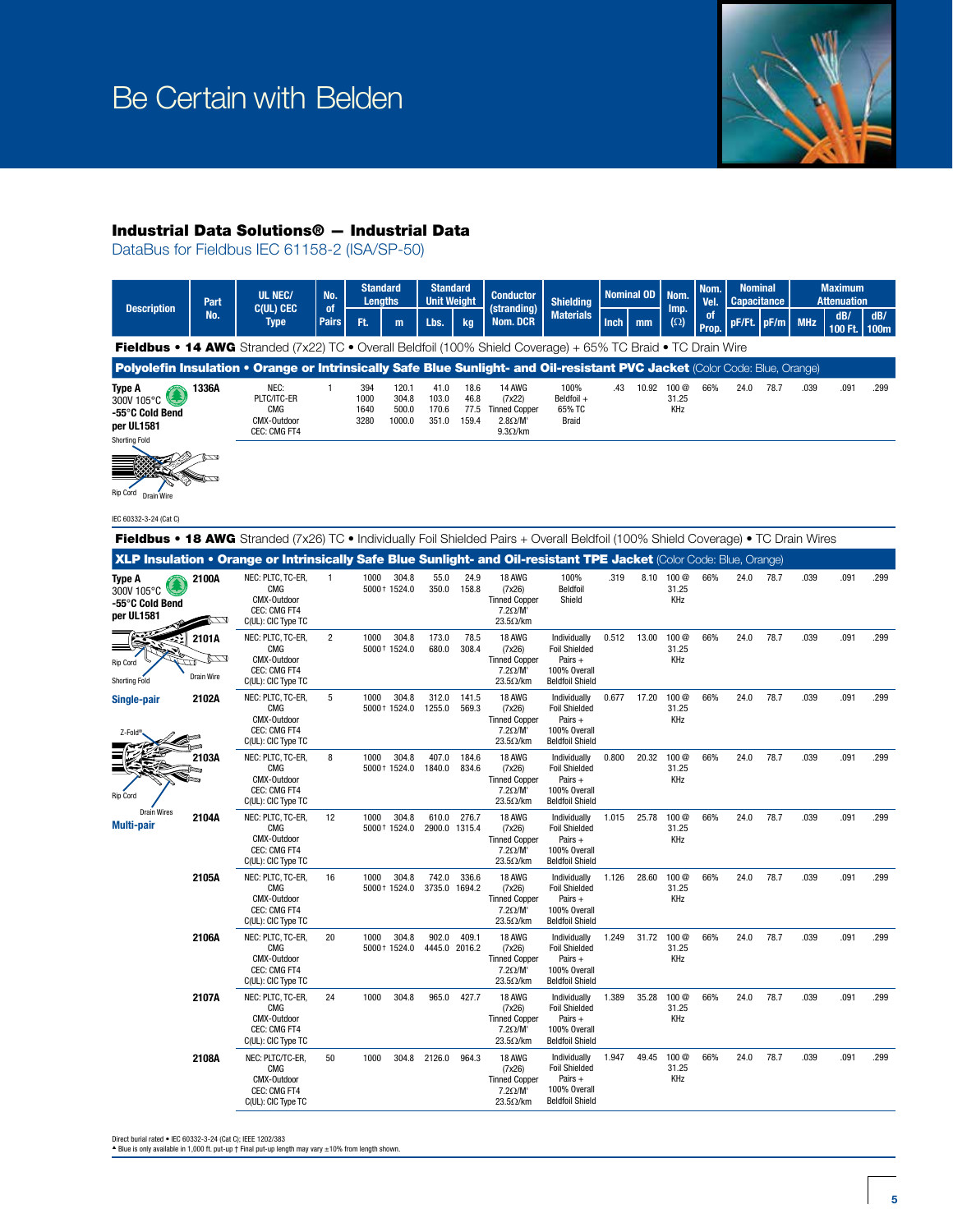# Be Certain with Belden

## Industrial Data Solutions® — Industrial Data

### DataBus for Fieldbus IEC 61158-2 (ISA/SP-50)

| Description | Part No. | UL NEC/ C(UL) CEC Type | No. of Pairs | Standard Lengths | | Standard Unit Weight | | Conductor (stranding) Nom. DCR | Shielding Materials | Nominal OD | | Nom. Imp. (Ω) | Nom. Vel. of Prop. | Nominal Capacitance | | Maximum Attenuation | | |
|---|---|---|---|---|---|---|---|---|---|---|---|---|---|---|---|---|---|---|
| | | | | Ft. | m | Lbs. | kg | | | Inch | mm | | | pF/Ft. | pF/m | MHz | dB/ 100 Ft. | dB/ 100m |
| **Fieldbus • 14 AWG** Stranded (7x22) TC • Overall Beldfoil (100% Shield Coverage) + 65% TC Braid • TC Drain Wire | | | | | | | | | | | | | | | | | | |
| **Polyolefin Insulation • Orange or Intrinsically Safe Blue Sunlight- and Oil-resistant PVC Jacket** (Color Code: Blue, Orange) | | | | | | | | | | | | | | | | | | |
| Type A 300V 105°C -55°C Cold Bend per UL1581 | 1336A | NEC: PLTC/ITC-ER CMG CMX-Outdoor CEC: CMG FT4 | 1 | 394 1000 1640 3280 | 120.1 304.8 500.0 1000.0 | 41.0 103.0 170.6 351.0 | 18.6 46.8 77.5 159.4 | 14 AWG (7x22) Tinned Copper 2.8Ω/M' 9.3Ω/km | 100% Beldfoil + 65% TC Braid | .43 | 10.92 | 100 @ 31.25 KHz | 66% | 24.0 | 78.7 | .039 | .091 | .299 |
| **Fieldbus • 18 AWG** Stranded (7x26) TC • Individually Foil Shielded Pairs + Overall Beldfoil (100% Shield Coverage) • TC Drain Wires | | | | | | | | | | | | | | | | | | |
| **XLP Insulation • Orange or Intrinsically Safe Blue Sunlight- and Oil-resistant TPE Jacket** (Color Code: Blue, Orange) | | | | | | | | | | | | | | | | | | |
| Type A 300V 105°C -55°C Cold Bend per UL1581 | 2100A | NEC: PLTC, TC-ER, CMG CMX-Outdoor CEC: CMG FT4 C(UL): CIC Type TC | 1 | 1000 5000† | 304.8 1524.0 | 55.0 350.0 | 24.9 158.8 | 18 AWG (7x26) Tinned Copper 7.2Ω/M' 23.5Ω/km | 100% Beldfoil Shield | .319 | 8.10 | 100 @ 31.25 KHz | 66% | 24.0 | 78.7 | .039 | .091 | .299 |
| | 2101A | NEC: PLTC, TC-ER, CMG CMX-Outdoor CEC: CMG FT4 C(UL): CIC Type TC | 2 | 1000 5000† | 304.8 1524.0 | 173.0 680.0 | 78.5 308.4 | 18 AWG (7x26) Tinned Copper 7.2Ω/M' 23.5Ω/km | Individually Foil Shielded Pairs + 100% Overall Beldfoil Shield | 0.512 | 13.00 | 100 @ 31.25 KHz | 66% | 24.0 | 78.7 | .039 | .091 | .299 |
| Single-pair | 2102A | NEC: PLTC, TC-ER, CMG CMX-Outdoor CEC: CMG FT4 C(UL): CIC Type TC | 5 | 1000 5000† | 304.8 1524.0 | 312.0 1255.0 | 141.5 569.3 | 18 AWG (7x26) Tinned Copper 7.2Ω/M' 23.5Ω/km | Individually Foil Shielded Pairs + 100% Overall Beldfoil Shield | 0.677 | 17.20 | 100 @ 31.25 KHz | 66% | 24.0 | 78.7 | .039 | .091 | .299 |
| | 2103A | NEC: PLTC, TC-ER, CMG CMX-Outdoor CEC: CMG FT4 C(UL): CIC Type TC | 8 | 1000 5000† | 304.8 1524.0 | 407.0 1840.0 | 184.6 834.6 | 18 AWG (7x26) Tinned Copper 7.2Ω/M' 23.5Ω/km | Individually Foil Shielded Pairs + 100% Overall Beldfoil Shield | 0.800 | 20.32 | 100 @ 31.25 KHz | 66% | 24.0 | 78.7 | .039 | .091 | .299 |
| Multi-pair | 2104A | NEC: PLTC, TC-ER, CMG CMX-Outdoor CEC: CMG FT4 C(UL): CIC Type TC | 12 | 1000 5000† | 304.8 1524.0 | 610.0 2900.0 | 276.7 1315.4 | 18 AWG (7x26) Tinned Copper 7.2Ω/M' 23.5Ω/km | Individually Foil Shielded Pairs + 100% Overall Beldfoil Shield | 1.015 | 25.78 | 100 @ 31.25 KHz | 66% | 24.0 | 78.7 | .039 | .091 | .299 |
| | 2105A | NEC: PLTC, TC-ER, CMG CMX-Outdoor CEC: CMG FT4 C(UL): CIC Type TC | 16 | 1000 5000† | 304.8 1524.0 | 742.0 3735.0 | 336.6 1694.2 | 18 AWG (7x26) Tinned Copper 7.2Ω/M' 23.5Ω/km | Individually Foil Shielded Pairs + 100% Overall Beldfoil Shield | 1.126 | 28.60 | 100 @ 31.25 KHz | 66% | 24.0 | 78.7 | .039 | .091 | .299 |
| | 2106A | NEC: PLTC, TC-ER, CMG CMX-Outdoor CEC: CMG FT4 C(UL): CIC Type TC | 20 | 1000 5000† | 304.8 1524.0 | 902.0 4445.0 | 409.1 2016.2 | 18 AWG (7x26) Tinned Copper 7.2Ω/M' 23.5Ω/km | Individually Foil Shielded Pairs + 100% Overall Beldfoil Shield | 1.249 | 31.72 | 100 @ 31.25 KHz | 66% | 24.0 | 78.7 | .039 | .091 | .299 |
| | 2107A | NEC: PLTC, TC-ER, CMG CMX-Outdoor CEC: CMG FT4 C(UL): CIC Type TC | 24 | 1000 | 304.8 | 965.0 | 427.7 | 18 AWG (7x26) Tinned Copper 7.2Ω/M' 23.5Ω/km | Individually Foil Shielded Pairs + 100% Overall Beldfoil Shield | 1.389 | 35.28 | 100 @ 31.25 KHz | 66% | 24.0 | 78.7 | .039 | .091 | .299 |
| | 2108A | NEC: PLTC/TC-ER, CMG CMX-Outdoor CEC: CMG FT4 C(UL): CIC Type TC | 50 | 1000 | 304.8 | 2126.0 | 964.3 | 18 AWG (7x26) Tinned Copper 7.2Ω/M' 23.5Ω/km | Individually Foil Shielded Pairs + 100% Overall Beldfoil Shield | 1.947 | 49.45 | 100 @ 31.25 KHz | 66% | 24.0 | 78.7 | .039 | .091 | .299 |

Shorting Fold, Rip Cord, Drain Wire

IEC 60332-3-24 (Cat C)

Rip Cord, Shorting Fold, Drain Wire, Z-Fold®, Drain Wires

Direct burial rated • IEC 60332-3-24 (Cat C); IEEE 1202/383
▲ Blue is only available in 1,000 ft. put-up † Final put-up length may vary ±10% from length shown.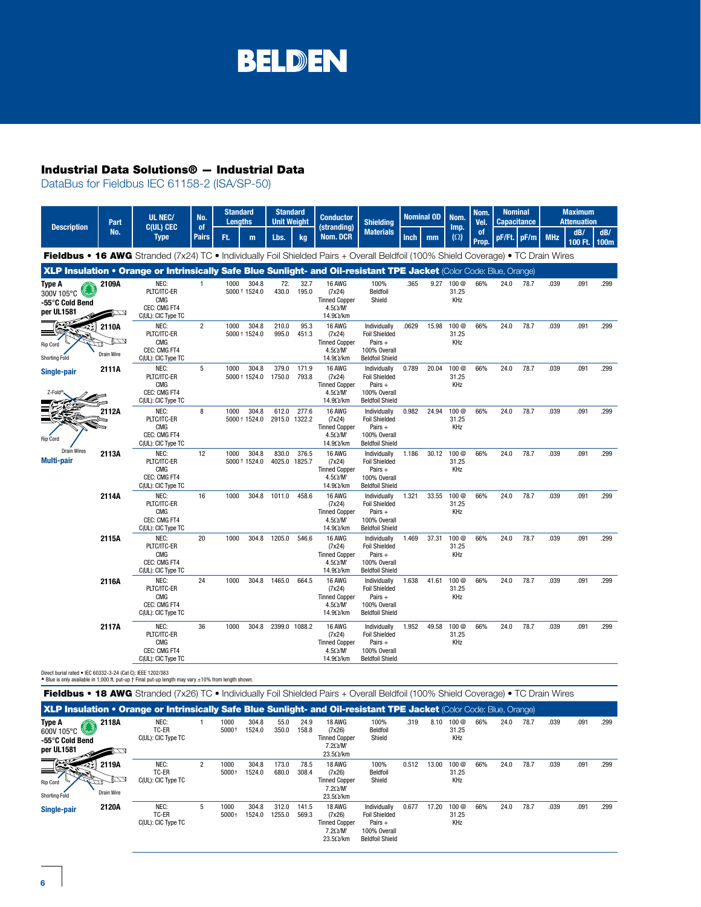# Industrial Data Solutions® — Industrial Data

DataBus for Fieldbus IEC 61158-2 (ISA/SP-50)

| Description | Part No. | UL NEC/ C(UL) CEC Type | No. of Pairs | Standard Lengths | | Standard Unit Weight | | Conductor (stranding) Nom. DCR | Shielding Materials | Nominal OD | | Nom. Imp. (Ω) | Nom. Vel. of Prop. | Nominal Capacitance | | Maximum Attenuation | | |
|---|---|---|---|---|---|---|---|---|---|---|---|---|---|---|---|---|---|---|
| | | | | Ft. | m | Lbs. | kg | | | Inch | mm | | | pF/Ft. | pF/m | MHz | dB/ 100 Ft. | dB/ 100m |
| **Fieldbus • 16 AWG** Stranded (7x24) TC • Individually Foil Shielded Pairs + Overall Beldfoil (100% Shield Coverage) • TC Drain Wires | | | | | | | | | | | | | | | | | | |
| **XLP Insulation • Orange or Intrinsically Safe Blue Sunlight- and Oil-resistant TPE Jacket** (Color Code: Blue, Orange) | | | | | | | | | | | | | | | | | | |
| **Type A** 300V 105°C **-55°C Cold Bend per UL1581** | 2109A | NEC: PLTC/ITC-ER CMG CEC: CMG FT4 C(UL): CIC Type TC | 1 | 1000 5000 † | 304.8 1524.0 | 72. 430.0 | 32.7 195.0 | 16 AWG (7x24) Tinned Copper 4.5Ω/M' 14.9Ω/km | 100% Beldfoil Shield | .365 | 9.27 | 100 @ 31.25 KHz | 66% | 24.0 | 78.7 | .039 | .091 | .299 |
| | 2110A | NEC: PLTC/ITC-ER CMG CEC: CMG FT4 C(UL): CIC Type TC | 2 | 1000 5000 † | 304.8 1524.0 | 210.0 995.0 | 95.3 451.3 | 16 AWG (7x24) Tinned Copper 4.5Ω/M' 14.9Ω/km | Individually Foil Shielded Pairs + 100% Overall Beldfoil Shield | .0629 | 15.98 | 100 @ 31.25 KHz | 66% | 24.0 | 78.7 | .039 | .091 | .299 |
| **Single-pair** | 2111A | NEC: PLTC/ITC-ER CMG CEC: CMG FT4 C(UL): CIC Type TC | 5 | 1000 5000 † | 304.8 1524.0 | 379.0 1750.0 | 171.9 793.8 | 16 AWG (7x24) Tinned Copper 4.5Ω/M' 14.9Ω/km | Individually Foil Shielded Pairs + 100% Overall Beldfoil Shield | 0.789 | 20.04 | 100 @ 31.25 KHz | 66% | 24.0 | 78.7 | .039 | .091 | .299 |
| | 2112A | NEC: PLTC/ITC-ER CMG CEC: CMG FT4 C(UL): CIC Type TC | 8 | 1000 5000 † | 304.8 1524.0 | 612.0 2915.0 | 277.6 1322.2 | 16 AWG (7x24) Tinned Copper 4.5Ω/M' 14.9Ω/km | Individually Foil Shielded Pairs + 100% Overall Beldfoil Shield | 0.982 | 24.94 | 100 @ 31.25 KHz | 66% | 24.0 | 78.7 | .039 | .091 | .299 |
| **Multi-pair** | 2113A | NEC: PLTC/ITC-ER CMG CEC: CMG FT4 C(UL): CIC Type TC | 12 | 1000 5000 † | 304.8 1524.0 | 830.0 4025.0 | 376.5 1825.7 | 16 AWG (7x24) Tinned Copper 4.5Ω/M' 14.9Ω/km | Individually Foil Shielded Pairs + 100% Overall Beldfoil Shield | 1.186 | 30.12 | 100 @ 31.25 KHz | 66% | 24.0 | 78.7 | .039 | .091 | .299 |
| | 2114A | NEC: PLTC/ITC-ER CMG CEC: CMG FT4 C(UL): CIC Type TC | 16 | 1000 | 304.8 | 1011.0 | 458.6 | 16 AWG (7x24) Tinned Copper 4.5Ω/M' 14.9Ω/km | Individually Foil Shielded Pairs + 100% Overall Beldfoil Shield | 1.321 | 33.55 | 100 @ 31.25 KHz | 66% | 24.0 | 78.7 | .039 | .091 | .299 |
| | 2115A | NEC: PLTC/ITC-ER CMG CEC: CMG FT4 C(UL): CIC Type TC | 20 | 1000 | 304.8 | 1205.0 | 546.6 | 16 AWG (7x24) Tinned Copper 4.5Ω/M' 14.9Ω/km | Individually Foil Shielded Pairs + 100% Overall Beldfoil Shield | 1.469 | 37.31 | 100 @ 31.25 KHz | 66% | 24.0 | 78.7 | .039 | .091 | .299 |
| | 2116A | NEC: PLTC/ITC-ER CMG CEC: CMG FT4 C(UL): CIC Type TC | 24 | 1000 | 304.8 | 1465.0 | 664.5 | 16 AWG (7x24) Tinned Copper 4.5Ω/M' 14.9Ω/km | Individually Foil Shielded Pairs + 100% Overall Beldfoil Shield | 1.638 | 41.61 | 100 @ 31.25 KHz | 66% | 24.0 | 78.7 | .039 | .091 | .299 |
| | 2117A | NEC: PLTC/ITC-ER CMG CEC: CMG FT4 C(UL): CIC Type TC | 36 | 1000 | 304.8 | 2399.0 | 1088.2 | 16 AWG (7x24) Tinned Copper 4.5Ω/M' 14.9Ω/km | Individually Foil Shielded Pairs + 100% Overall Beldfoil Shield | 1.952 | 49.58 | 100 @ 31.25 KHz | 66% | 24.0 | 78.7 | .039 | .091 | .299 |

Direct burial rated • IEC 60332-3-24 (Cat C); IEEE 1202/383

▲ Blue is only available in 1,000 ft. put-up † Final put-up length may vary ±10% from length shown.

| Description | Part No. | UL NEC/ C(UL) CEC Type | No. of Pairs | Ft. | m | Lbs. | kg | Conductor (stranding) Nom. DCR | Shielding Materials | Inch | mm | Nom. Imp. (Ω) | Nom. Vel. of Prop. | pF/Ft. | pF/m | MHz | dB/ 100 Ft. | dB/ 100m |
|---|---|---|---|---|---|---|---|---|---|---|---|---|---|---|---|---|---|---|
| **Fieldbus • 18 AWG** Stranded (7x26) TC • Individually Foil Shielded Pairs + Overall Beldfoil (100% Shield Coverage) • TC Drain Wires | | | | | | | | | | | | | | | | | | |
| **XLP Insulation • Orange or Intrinsically Safe Blue Sunlight- and Oil-resistant TPE Jacket** (Color Code: Blue, Orange) | | | | | | | | | | | | | | | | | | |
| **Type A** 600V 105°C **-55°C Cold Bend per UL1581** | 2118A | NEC: TC-ER C(UL): CIC Type TC | 1 | 1000 5000† | 304.8 1524.0 | 55.0 350.0 | 24.9 158.8 | 18 AWG (7x26) Tinned Copper 7.2Ω/M' 23.5Ω/km | 100% Beldfoil Shield | .319 | 8.10 | 100 @ 31.25 KHz | 66% | 24.0 | 78.7 | .039 | .091 | .299 |
| | 2119A | NEC: TC-ER C(UL): CIC Type TC | 2 | 1000 5000† | 304.8 1524.0 | 173.0 680.0 | 78.5 308.4 | 18 AWG (7x26) Tinned Copper 7.2Ω/M' 23.5Ω/km | 100% Beldfoil Shield | 0.512 | 13.00 | 100 @ 31.25 KHz | 66% | 24.0 | 78.7 | .039 | .091 | .299 |
| **Single-pair** | 2120A | NEC: TC-ER C(UL): CIC Type TC | 5 | 1000 5000† | 304.8 1524.0 | 312.0 1255.0 | 141.5 569.3 | 18 AWG (7x26) Tinned Copper 7.2Ω/M' 23.5Ω/km | Individually Foil Shielded Pairs + 100% Overall Beldfoil Shield | 0.677 | 17.20 | 100 @ 31.25 KHz | 66% | 24.0 | 78.7 | .039 | .091 | .299 |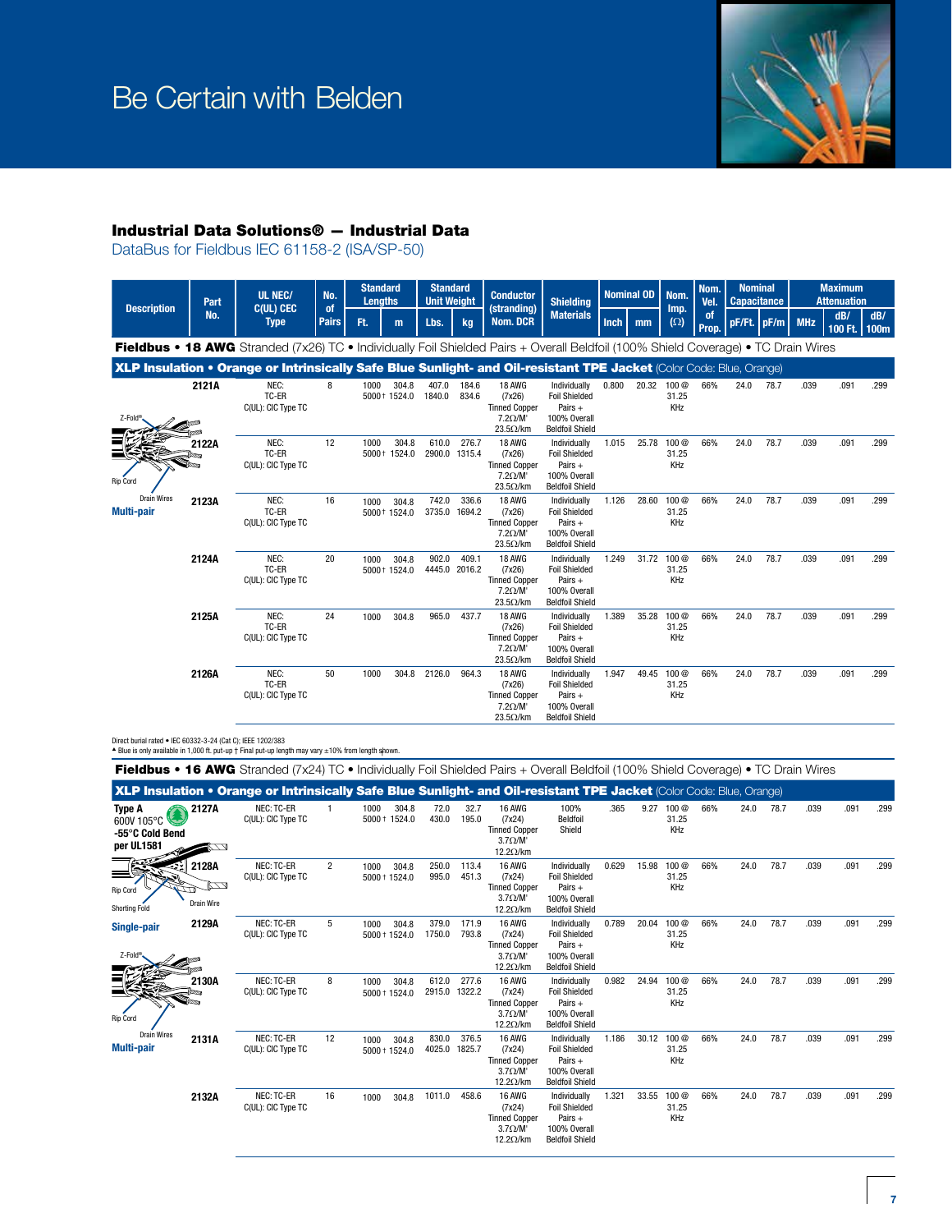# Be Certain with Belden

## Industrial Data Solutions® — Industrial Data

### DataBus for Fieldbus IEC 61158-2 (ISA/SP-50)

| Description | Part No. | UL NEC/ C(UL) CEC Type | No. of Pairs | Standard Lengths | | Standard Unit Weight | | Conductor (stranding) Nom. DCR | Shielding Materials | Nominal OD | | Nom. Imp. (Ω) | Nom. Vel. of Prop. | Nominal Capacitance | | Maximum Attenuation | | |
|---|---|---|---|---|---|---|---|---|---|---|---|---|---|---|---|---|---|---|
| | | | | Ft. | m | Lbs. | kg | | | Inch | mm | | | pF/Ft. | pF/m | MHz | dB/ 100 Ft. | dB/ 100m |
| **Fieldbus • 18 AWG** Stranded (7x26) TC • Individually Foil Shielded Pairs + Overall Beldfoil (100% Shield Coverage) • TC Drain Wires | | | | | | | | | | | | | | | | | | |
| **XLP Insulation • Orange or Intrinsically Safe Blue Sunlight- and Oil-resistant TPE Jacket** (Color Code: Blue, Orange) | | | | | | | | | | | | | | | | | | |
| Z-Fold®, Rip Cord, Drain Wires — **Multi-pair** | 2121A | NEC: TC-ER C(UL): CIC Type TC | 8 | 1000 5000† | 304.8 1524.0 | 407.0 1840.0 | 184.6 834.6 | 18 AWG (7x26) Tinned Copper 7.2Ω/M' 23.5Ω/km | Individually Foil Shielded Pairs + 100% Overall Beldfoil Shield | 0.800 | 20.32 | 100 @ 31.25 KHz | 66% | 24.0 | 78.7 | .039 | .091 | .299 |
| | 2122A | NEC: TC-ER C(UL): CIC Type TC | 12 | 1000 5000† | 304.8 1524.0 | 610.0 2900.0 | 276.7 1315.4 | 18 AWG (7x26) Tinned Copper 7.2Ω/M' 23.5Ω/km | Individually Foil Shielded Pairs + 100% Overall Beldfoil Shield | 1.015 | 25.78 | 100 @ 31.25 KHz | 66% | 24.0 | 78.7 | .039 | .091 | .299 |
| | 2123A | NEC: TC-ER C(UL): CIC Type TC | 16 | 1000 5000† | 304.8 1524.0 | 742.0 3735.0 | 336.6 1694.2 | 18 AWG (7x26) Tinned Copper 7.2Ω/M' 23.5Ω/km | Individually Foil Shielded Pairs + 100% Overall Beldfoil Shield | 1.126 | 28.60 | 100 @ 31.25 KHz | 66% | 24.0 | 78.7 | .039 | .091 | .299 |
| | 2124A | NEC: TC-ER C(UL): CIC Type TC | 20 | 1000 5000† | 304.8 1524.0 | 902.0 4445.0 | 409.1 2016.2 | 18 AWG (7x26) Tinned Copper 7.2Ω/M' 23.5Ω/km | Individually Foil Shielded Pairs + 100% Overall Beldfoil Shield | 1.249 | 31.72 | 100 @ 31.25 KHz | 66% | 24.0 | 78.7 | .039 | .091 | .299 |
| | 2125A | NEC: TC-ER C(UL): CIC Type TC | 24 | 1000 | 304.8 | 965.0 | 437.7 | 18 AWG (7x26) Tinned Copper 7.2Ω/M' 23.5Ω/km | Individually Foil Shielded Pairs + 100% Overall Beldfoil Shield | 1.389 | 35.28 | 100 @ 31.25 KHz | 66% | 24.0 | 78.7 | .039 | .091 | .299 |
| | 2126A | NEC: TC-ER C(UL): CIC Type TC | 50 | 1000 | 304.8 | 2126.0 | 964.3 | 18 AWG (7x26) Tinned Copper 7.2Ω/M' 23.5Ω/km | Individually Foil Shielded Pairs + 100% Overall Beldfoil Shield | 1.947 | 49.45 | 100 @ 31.25 KHz | 66% | 24.0 | 78.7 | .039 | .091 | .299 |

Direct burial rated • IEC 60332-3-24 (Cat C); IEEE 1202/383
▲ Blue is only available in 1,000 ft. put-up † Final put-up length may vary ±10% from length shown.

| Description | Part No. | UL NEC/ C(UL) CEC Type | No. of Pairs | Ft. | m | Lbs. | kg | Conductor (stranding) Nom. DCR | Shielding Materials | Inch | mm | Nom. Imp. (Ω) | Nom. Vel. of Prop. | pF/Ft. | pF/m | MHz | dB/ 100 Ft. | dB/ 100m |
|---|---|---|---|---|---|---|---|---|---|---|---|---|---|---|---|---|---|---|
| **Fieldbus • 16 AWG** Stranded (7x24) TC • Individually Foil Shielded Pairs + Overall Beldfoil (100% Shield Coverage) • TC Drain Wires | | | | | | | | | | | | | | | | | | |
| **XLP Insulation • Orange or Intrinsically Safe Blue Sunlight- and Oil-resistant TPE Jacket** (Color Code: Blue, Orange) | | | | | | | | | | | | | | | | | | |
| **Type A** 600V 105°C **-55°C Cold Bend per UL1581** — Rip Cord, Shorting Fold, Drain Wire — **Single-pair** | 2127A | NEC: TC-ER C(UL): CIC Type TC | 1 | 1000 5000† | 304.8 1524.0 | 72.0 430.0 | 32.7 195.0 | 16 AWG (7x24) Tinned Copper 3.7Ω/M' 12.2Ω/km | 100% Beldfoil Shield | .365 | 9.27 | 100 @ 31.25 KHz | 66% | 24.0 | 78.7 | .039 | .091 | .299 |
| | 2128A | NEC: TC-ER C(UL): CIC Type TC | 2 | 1000 5000† | 304.8 1524.0 | 250.0 995.0 | 113.4 451.3 | 16 AWG (7x24) Tinned Copper 3.7Ω/M' 12.2Ω/km | Individually Foil Shielded Pairs + 100% Overall Beldfoil Shield | 0.629 | 15.98 | 100 @ 31.25 KHz | 66% | 24.0 | 78.7 | .039 | .091 | .299 |
| Z-Fold®, Rip Cord, Drain Wires — **Multi-pair** | 2129A | NEC: TC-ER C(UL): CIC Type TC | 5 | 1000 5000† | 304.8 1524.0 | 379.0 1750.0 | 171.9 793.8 | 16 AWG (7x24) Tinned Copper 3.7Ω/M' 12.2Ω/km | Individually Foil Shielded Pairs + 100% Overall Beldfoil Shield | 0.789 | 20.04 | 100 @ 31.25 KHz | 66% | 24.0 | 78.7 | .039 | .091 | .299 |
| | 2130A | NEC: TC-ER C(UL): CIC Type TC | 8 | 1000 5000† | 304.8 1524.0 | 612.0 2915.0 | 277.6 1322.2 | 16 AWG (7x24) Tinned Copper 3.7Ω/M' 12.2Ω/km | Individually Foil Shielded Pairs + 100% Overall Beldfoil Shield | 0.982 | 24.94 | 100 @ 31.25 KHz | 66% | 24.0 | 78.7 | .039 | .091 | .299 |
| | 2131A | NEC: TC-ER C(UL): CIC Type TC | 12 | 1000 5000† | 304.8 1524.0 | 830.0 4025.0 | 376.5 1825.7 | 16 AWG (7x24) Tinned Copper 3.7Ω/M' 12.2Ω/km | Individually Foil Shielded Pairs + 100% Overall Beldfoil Shield | 1.186 | 30.12 | 100 @ 31.25 KHz | 66% | 24.0 | 78.7 | .039 | .091 | .299 |
| | 2132A | NEC: TC-ER C(UL): CIC Type TC | 16 | 1000 | 304.8 | 1011.0 | 458.6 | 16 AWG (7x24) Tinned Copper 3.7Ω/M' 12.2Ω/km | Individually Foil Shielded Pairs + 100% Overall Beldfoil Shield | 1.321 | 33.55 | 100 @ 31.25 KHz | 66% | 24.0 | 78.7 | .039 | .091 | .299 |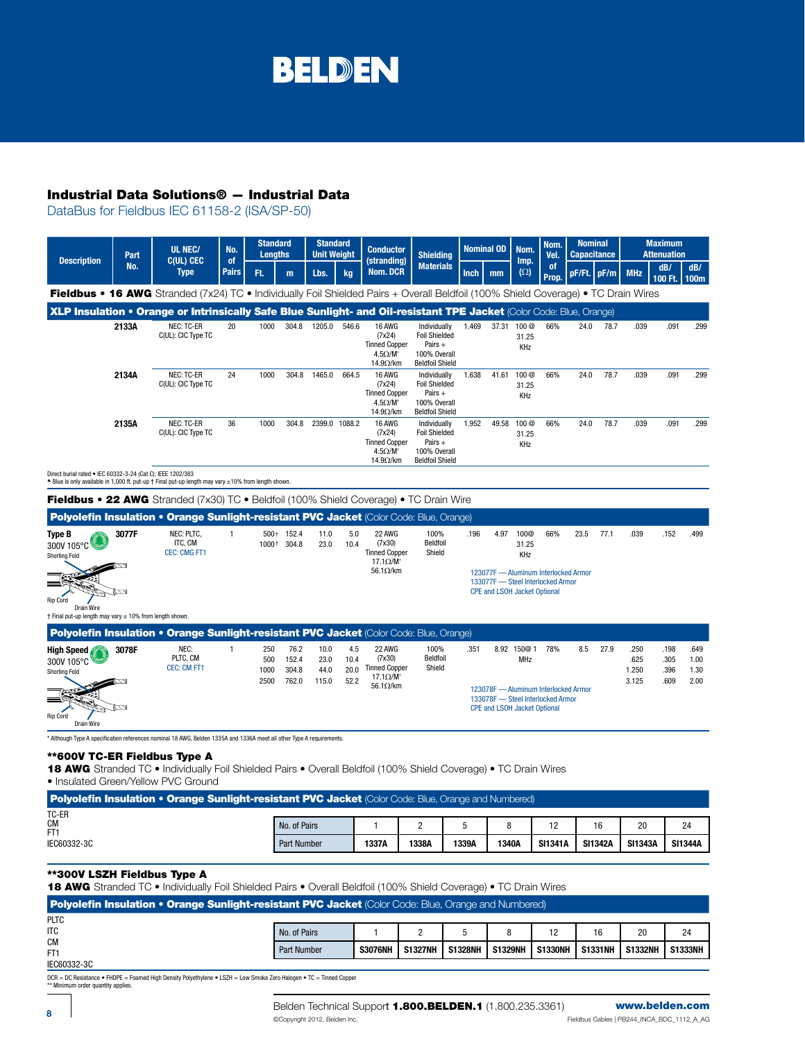BELDEN

## Industrial Data Solutions® — Industrial Data

DataBus for Fieldbus IEC 61158-2 (ISA/SP-50)

| Description | Part No. | UL NEC/ C(UL) CEC Type | No. of Pairs | Standard Lengths | | Standard Unit Weight | | Conductor (stranding) Nom. DCR | Shielding Materials | Nominal OD | | Nom. Imp. (Ω) | Nom. Vel. of Prop. | Nominal Capacitance | | Maximum Attenuation | | |
|---|---|---|---|---|---|---|---|---|---|---|---|---|---|---|---|---|---|---|
| | | | | Ft. | m | Lbs. | kg | | | Inch | mm | | | pF/Ft. | pF/m | MHz | dB/ 100 Ft. | dB/ 100m |
| **Fieldbus • 16 AWG** Stranded (7x24) TC • Individually Foil Shielded Pairs + Overall Beldfoil (100% Shield Coverage) • TC Drain Wires | | | | | | | | | | | | | | | | | | |
| **XLP Insulation • Orange or Intrinsically Safe Blue Sunlight- and Oil-resistant TPE Jacket** (Color Code: Blue, Orange) | | | | | | | | | | | | | | | | | | |
| | 2133A | NEC: TC-ER C(UL): CIC Type TC | 20 | 1000 | 304.8 | 1205.0 | 546.6 | 16 AWG (7x24) Tinned Copper 4.5Ω/M' 14.9Ω/km | Individually Foil Shielded Pairs + 100% Overall Beldfoil Shield | 1.469 | 37.31 | 100 @ 31.25 KHz | 66% | 24.0 | 78.7 | .039 | .091 | .299 |
| | 2134A | NEC: TC-ER C(UL): CIC Type TC | 24 | 1000 | 304.8 | 1465.0 | 664.5 | 16 AWG (7x24) Tinned Copper 4.5Ω/M' 14.9Ω/km | Individually Foil Shielded Pairs + 100% Overall Beldfoil Shield | 1.638 | 41.61 | 100 @ 31.25 KHz | 66% | 24.0 | 78.7 | .039 | .091 | .299 |
| | 2135A | NEC: TC-ER C(UL): CIC Type TC | 36 | 1000 | 304.8 | 2399.0 | 1088.2 | 16 AWG (7x24) Tinned Copper 4.5Ω/M' 14.9Ω/km | Individually Foil Shielded Pairs + 100% Overall Beldfoil Shield | 1.952 | 49.58 | 100 @ 31.25 KHz | 66% | 24.0 | 78.7 | .039 | .091 | .299 |

Direct burial rated • IEC 60332-3-24 (Cat C); IEEE 1202/383
▲ Blue is only available in 1,000 ft. put-up † Final put-up length may vary ±10% from length shown.

| Description | Part No. | UL NEC/ C(UL) CEC Type | No. of Pairs | Ft. | m | Lbs. | kg | Conductor (stranding) Nom. DCR | Shielding Materials | Inch | mm | Nom. Imp. (Ω) | Nom. Vel. of Prop. | pF/Ft. | pF/m | MHz | dB/ 100 Ft. | dB/ 100m |
|---|---|---|---|---|---|---|---|---|---|---|---|---|---|---|---|---|---|---|
| **Fieldbus • 22 AWG** Stranded (7x30) TC • Beldfoil (100% Shield Coverage) • TC Drain Wire | | | | | | | | | | | | | | | | | | |
| **Polyolefin Insulation • Orange Sunlight-resistant PVC Jacket** (Color Code: Blue, Orange) | | | | | | | | | | | | | | | | | | |
| **Type B** 300V 105°C Shorting Fold | 3077F | NEC: PLTC, ITC, CM CEC: CMG FT1 | 1 | 500† 1000† | 152.4 304.8 | 11.0 23.0 | 5.0 10.4 | 22 AWG (7x30) Tinned Copper 17.1Ω/M' 56.1Ω/km | 100% Beldfoil Shield | .196 | 4.97 | 100@ 31.25 KHz | 66% | 23.5 | 77.1 | .039 | .152 | .499 |
| | | | | | | | | | | 123077F — Aluminum Interlocked Armor; 133077F — Steel Interlocked Armor; CPE and LSOH Jacket Optional | | | | | | | | |
| **Polyolefin Insulation • Orange Sunlight-resistant PVC Jacket** (Color Code: Blue, Orange) | | | | | | | | | | | | | | | | | | |
| **High Speed** 300V 105°C Shorting Fold | 3078F | NEC: PLTC, CM CEC: CM FT1 | 1 | 250 500 1000 2500 | 76.2 152.4 304.8 762.0 | 10.0 23.0 44.0 115.0 | 4.5 10.4 20.0 52.2 | 22 AWG (7x30) Tinned Copper 17.1Ω/M' 56.1Ω/km | 100% Beldfoil Shield | .351 | 8.92 | 150@ 1 MHz | 78% | 8.5 | 27.9 | .250 .625 1.250 3.125 | .198 .305 .396 .609 | .649 1.00 1.30 2.00 |
| | | | | | | | | | | 123078F — Aluminum Interlocked Armor; 133078F — Steel Interlocked Armor; CPE and LSOH Jacket Optional | | | | | | | | |

Rip Cord
Drain Wire

† Final put-up length may vary ± 10% from length shown.

* Although Type A specification references nominal 18 AWG, Belden 1335A and 1336A meet all other Type A requirements.

### **600V TC-ER Fieldbus Type A

**18 AWG** Stranded TC • Individually Foil Shielded Pairs • Overall Beldfoil (100% Shield Coverage) • TC Drain Wires • Insulated Green/Yellow PVC Ground

**Polyolefin Insulation • Orange Sunlight-resistant PVC Jacket** (Color Code: Blue, Orange and Numbered)

TC-ER
CM
FT1
IEC60332-3C

| No. of Pairs | 1 | 2 | 5 | 8 | 12 | 16 | 20 | 24 |
|---|---|---|---|---|---|---|---|---|
| Part Number | 1337A | 1338A | 1339A | 1340A | SI1341A | SI1342A | SI1343A | SI1344A |

### **300V LSZH Fieldbus Type A

**18 AWG** Stranded TC • Individually Foil Shielded Pairs • Overall Beldfoil (100% Shield Coverage) • TC Drain Wires

**Polyolefin Insulation • Orange Sunlight-resistant PVC Jacket** (Color Code: Blue, Orange and Numbered)

PLTC
ITC
CM
FT1
IEC60332-3C

| No. of Pairs | 1 | 2 | 5 | 8 | 12 | 16 | 20 | 24 |
|---|---|---|---|---|---|---|---|---|
| Part Number | S3076NH | S1327NH | S1328NH | S1329NH | S1330NH | S1331NH | S1332NH | S1333NH |

DCR = DC Resistance • FHDPE = Foamed High Density Polyethylene • LSZH = Low Smoke Zero Halogen • TC = Tinned Copper
** Minimum order quantity applies.

Belden Technical Support **1.800.BELDEN.1** (1.800.235.3361) **www.belden.com**

©Copyright 2012, Belden Inc. Fieldbus Cables | PB244_INCA_BDC_1112_A_AG